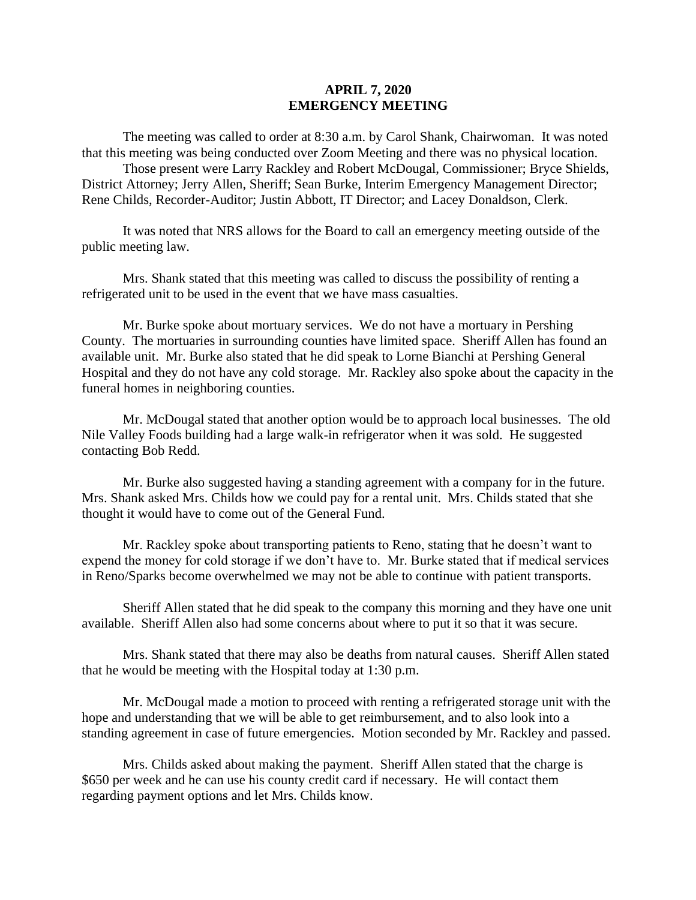# APRIL 7, 2020
# EMERGENCY MEETING

The meeting was called to order at 8:30 a.m. by Carol Shank, Chairwoman. It was noted that this meeting was being conducted over Zoom Meeting and there was no physical location.

Those present were Larry Rackley and Robert McDougal, Commissioner; Bryce Shields, District Attorney; Jerry Allen, Sheriff; Sean Burke, Interim Emergency Management Director; Rene Childs, Recorder-Auditor; Justin Abbott, IT Director; and Lacey Donaldson, Clerk.

It was noted that NRS allows for the Board to call an emergency meeting outside of the public meeting law.

Mrs. Shank stated that this meeting was called to discuss the possibility of renting a refrigerated unit to be used in the event that we have mass casualties.

Mr. Burke spoke about mortuary services. We do not have a mortuary in Pershing County. The mortuaries in surrounding counties have limited space. Sheriff Allen has found an available unit. Mr. Burke also stated that he did speak to Lorne Bianchi at Pershing General Hospital and they do not have any cold storage. Mr. Rackley also spoke about the capacity in the funeral homes in neighboring counties.

Mr. McDougal stated that another option would be to approach local businesses. The old Nile Valley Foods building had a large walk-in refrigerator when it was sold. He suggested contacting Bob Redd.

Mr. Burke also suggested having a standing agreement with a company for in the future. Mrs. Shank asked Mrs. Childs how we could pay for a rental unit. Mrs. Childs stated that she thought it would have to come out of the General Fund.

Mr. Rackley spoke about transporting patients to Reno, stating that he doesn't want to expend the money for cold storage if we don't have to. Mr. Burke stated that if medical services in Reno/Sparks become overwhelmed we may not be able to continue with patient transports.

Sheriff Allen stated that he did speak to the company this morning and they have one unit available. Sheriff Allen also had some concerns about where to put it so that it was secure.

Mrs. Shank stated that there may also be deaths from natural causes. Sheriff Allen stated that he would be meeting with the Hospital today at 1:30 p.m.

Mr. McDougal made a motion to proceed with renting a refrigerated storage unit with the hope and understanding that we will be able to get reimbursement, and to also look into a standing agreement in case of future emergencies. Motion seconded by Mr. Rackley and passed.

Mrs. Childs asked about making the payment. Sheriff Allen stated that the charge is $650 per week and he can use his county credit card if necessary. He will contact them regarding payment options and let Mrs. Childs know.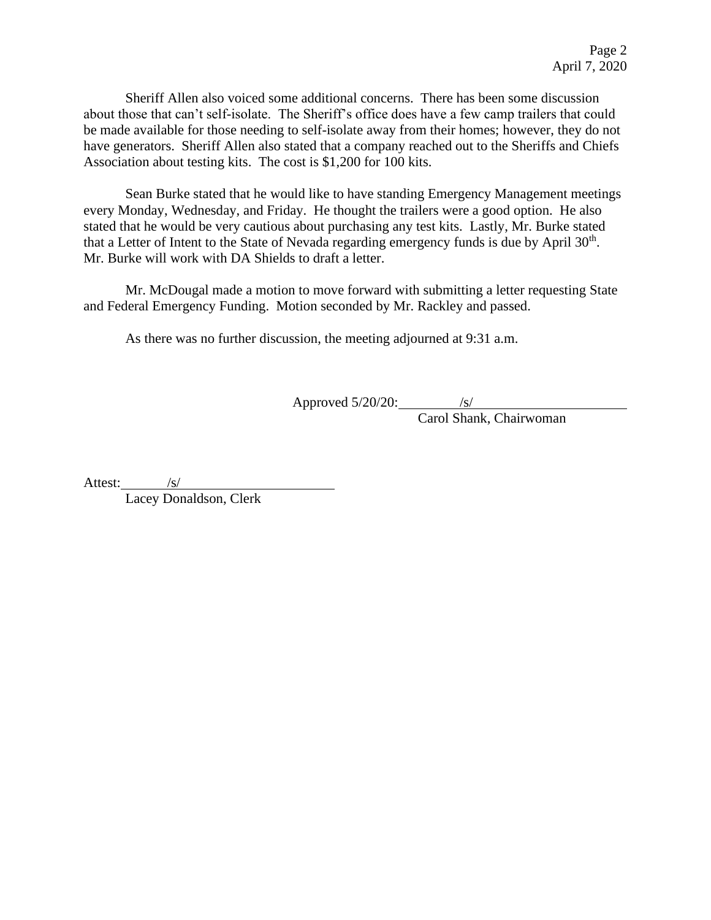Sheriff Allen also voiced some additional concerns. There has been some discussion about those that can't self-isolate. The Sheriff's office does have a few camp trailers that could be made available for those needing to self-isolate away from their homes; however, they do not have generators. Sheriff Allen also stated that a company reached out to the Sheriffs and Chiefs Association about testing kits. The cost is $1,200 for 100 kits.

Sean Burke stated that he would like to have standing Emergency Management meetings every Monday, Wednesday, and Friday. He thought the trailers were a good option. He also stated that he would be very cautious about purchasing any test kits. Lastly, Mr. Burke stated that a Letter of Intent to the State of Nevada regarding emergency funds is due by April 30th. Mr. Burke will work with DA Shields to draft a letter.

Mr. McDougal made a motion to move forward with submitting a letter requesting State and Federal Emergency Funding. Motion seconded by Mr. Rackley and passed.

As there was no further discussion, the meeting adjourned at 9:31 a.m.

Approved 5/20/20: /s/
Carol Shank, Chairwoman

Attest: /s/
Lacey Donaldson, Clerk